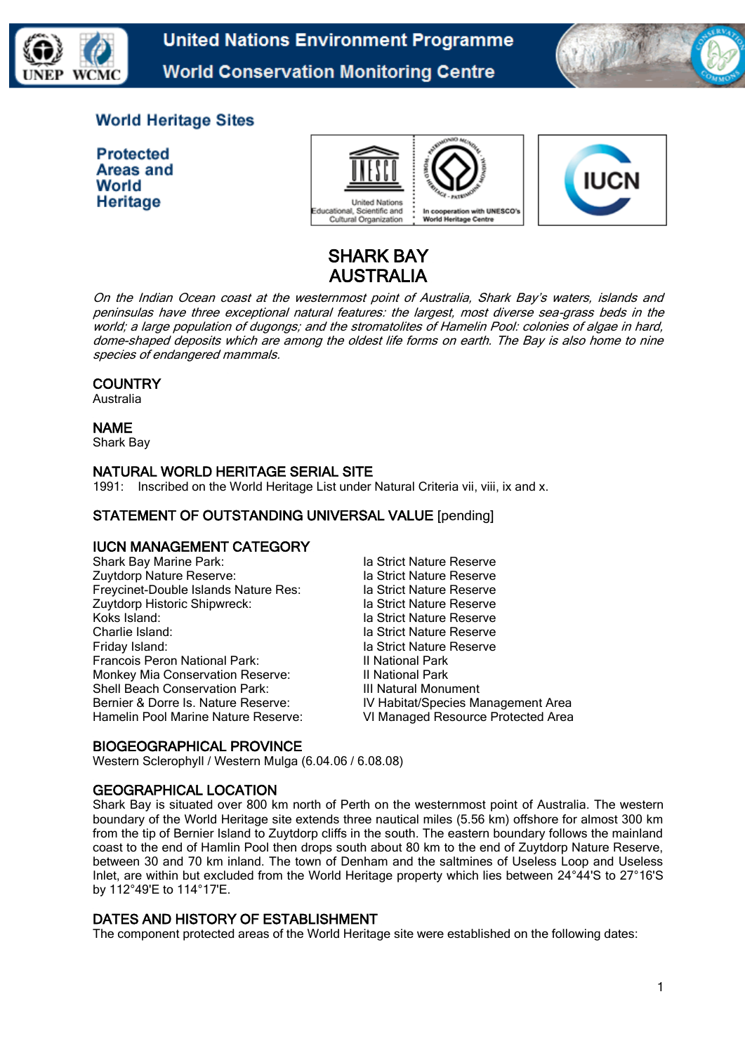United Nations Environment Programme
World Conservation Monitoring Centre

**World Heritage Sites**

**Protected Areas and World Heritage**

# SHARK BAY
# AUSTRALIA

*On the Indian Ocean coast at the westernmost point of Australia, Shark Bay's waters, islands and peninsulas have three exceptional natural features: the largest, most diverse sea-grass beds in the world; a large population of dugongs; and the stromatolites of Hamelin Pool: colonies of algae in hard, dome-shaped deposits which are among the oldest life forms on earth. The Bay is also home to nine species of endangered mammals.*

## COUNTRY
Australia

## NAME
Shark Bay

## NATURAL WORLD HERITAGE SERIAL SITE
1991: Inscribed on the World Heritage List under Natural Criteria vii, viii, ix and x.

## STATEMENT OF OUTSTANDING UNIVERSAL VALUE [pending]

## IUCN MANAGEMENT CATEGORY

| | |
|---|---|
| Shark Bay Marine Park: | Ia Strict Nature Reserve |
| Zuytdorp Nature Reserve: | Ia Strict Nature Reserve |
| Freycinet-Double Islands Nature Res: | Ia Strict Nature Reserve |
| Zuytdorp Historic Shipwreck: | Ia Strict Nature Reserve |
| Koks Island: | Ia Strict Nature Reserve |
| Charlie Island: | Ia Strict Nature Reserve |
| Friday Island: | Ia Strict Nature Reserve |
| Francois Peron National Park: | II National Park |
| Monkey Mia Conservation Reserve: | II National Park |
| Shell Beach Conservation Park: | III Natural Monument |
| Bernier & Dorre Is. Nature Reserve: | IV Habitat/Species Management Area |
| Hamelin Pool Marine Nature Reserve: | VI Managed Resource Protected Area |

## BIOGEOGRAPHICAL PROVINCE
Western Sclerophyll / Western Mulga (6.04.06 / 6.08.08)

## GEOGRAPHICAL LOCATION
Shark Bay is situated over 800 km north of Perth on the westernmost point of Australia. The western boundary of the World Heritage site extends three nautical miles (5.56 km) offshore for almost 300 km from the tip of Bernier Island to Zuytdorp cliffs in the south. The eastern boundary follows the mainland coast to the end of Hamlin Pool then drops south about 80 km to the end of Zuytdorp Nature Reserve, between 30 and 70 km inland. The town of Denham and the saltmines of Useless Loop and Useless Inlet, are within but excluded from the World Heritage property which lies between 24°44'S to 27°16'S by 112°49'E to 114°17'E.

## DATES AND HISTORY OF ESTABLISHMENT
The component protected areas of the World Heritage site were established on the following dates: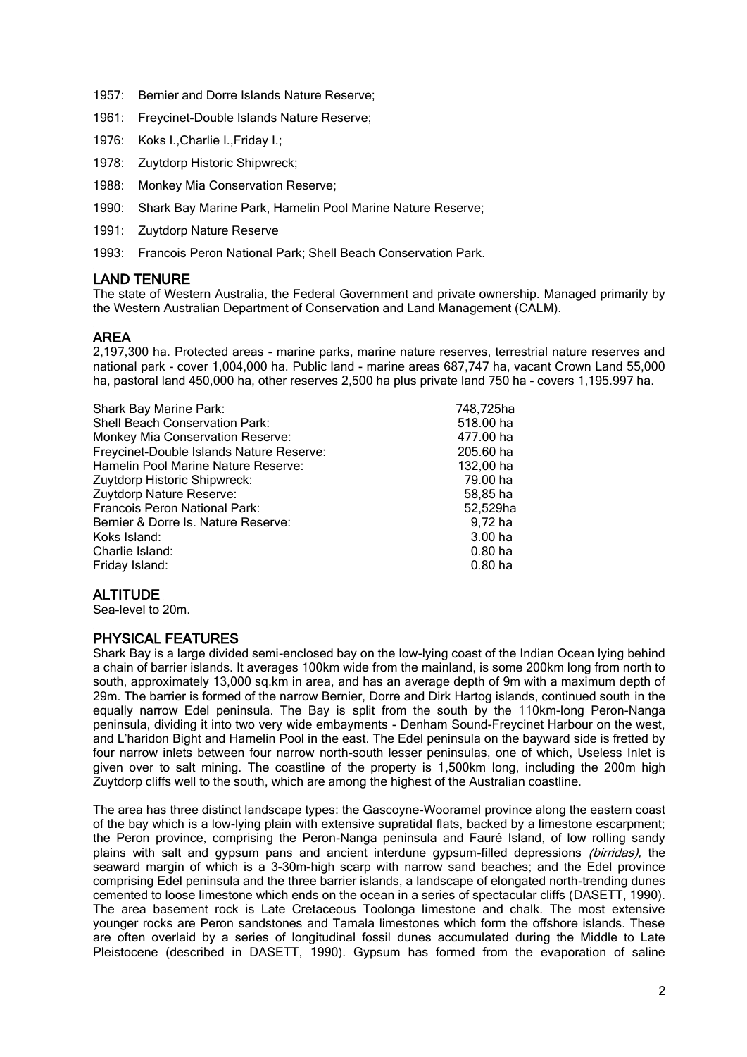1957: Bernier and Dorre Islands Nature Reserve;

1961: Freycinet-Double Islands Nature Reserve;

1976: Koks I.,Charlie I.,Friday I.;

1978: Zuytdorp Historic Shipwreck;

1988: Monkey Mia Conservation Reserve;

1990: Shark Bay Marine Park, Hamelin Pool Marine Nature Reserve;

1991: Zuytdorp Nature Reserve

1993: Francois Peron National Park; Shell Beach Conservation Park.

## LAND TENURE

The state of Western Australia, the Federal Government and private ownership. Managed primarily by the Western Australian Department of Conservation and Land Management (CALM).

## AREA

2,197,300 ha. Protected areas - marine parks, marine nature reserves, terrestrial nature reserves and national park - cover 1,004,000 ha. Public land - marine areas 687,747 ha, vacant Crown Land 55,000 ha, pastoral land 450,000 ha, other reserves 2,500 ha plus private land 750 ha - covers 1,195.997 ha.

| | |
|---|---|
| Shark Bay Marine Park: | 748,725ha |
| Shell Beach Conservation Park: | 518.00 ha |
| Monkey Mia Conservation Reserve: | 477.00 ha |
| Freycinet-Double Islands Nature Reserve: | 205.60 ha |
| Hamelin Pool Marine Nature Reserve: | 132,00 ha |
| Zuytdorp Historic Shipwreck: | 79.00 ha |
| Zuytdorp Nature Reserve: | 58,85 ha |
| Francois Peron National Park: | 52,529ha |
| Bernier & Dorre Is. Nature Reserve: | 9,72 ha |
| Koks Island: | 3.00 ha |
| Charlie Island: | 0.80 ha |
| Friday Island: | 0.80 ha |

## ALTITUDE

Sea-level to 20m.

## PHYSICAL FEATURES

Shark Bay is a large divided semi-enclosed bay on the low-lying coast of the Indian Ocean lying behind a chain of barrier islands. It averages 100km wide from the mainland, is some 200km long from north to south, approximately 13,000 sq.km in area, and has an average depth of 9m with a maximum depth of 29m. The barrier is formed of the narrow Bernier, Dorre and Dirk Hartog islands, continued south in the equally narrow Edel peninsula. The Bay is split from the south by the 110km-long Peron-Nanga peninsula, dividing it into two very wide embayments - Denham Sound-Freycinet Harbour on the west, and L'haridon Bight and Hamelin Pool in the east. The Edel peninsula on the bayward side is fretted by four narrow inlets between four narrow north-south lesser peninsulas, one of which, Useless Inlet is given over to salt mining. The coastline of the property is 1,500km long, including the 200m high Zuytdorp cliffs well to the south, which are among the highest of the Australian coastline.

The area has three distinct landscape types: the Gascoyne-Wooramel province along the eastern coast of the bay which is a low-lying plain with extensive supratidal flats, backed by a limestone escarpment; the Peron province, comprising the Peron-Nanga peninsula and Fauré Island, of low rolling sandy plains with salt and gypsum pans and ancient interdune gypsum-filled depressions *(birridas),* the seaward margin of which is a 3-30m-high scarp with narrow sand beaches; and the Edel province comprising Edel peninsula and the three barrier islands, a landscape of elongated north-trending dunes cemented to loose limestone which ends on the ocean in a series of spectacular cliffs (DASETT, 1990). The area basement rock is Late Cretaceous Toolonga limestone and chalk. The most extensive younger rocks are Peron sandstones and Tamala limestones which form the offshore islands. These are often overlaid by a series of longitudinal fossil dunes accumulated during the Middle to Late Pleistocene (described in DASETT, 1990). Gypsum has formed from the evaporation of saline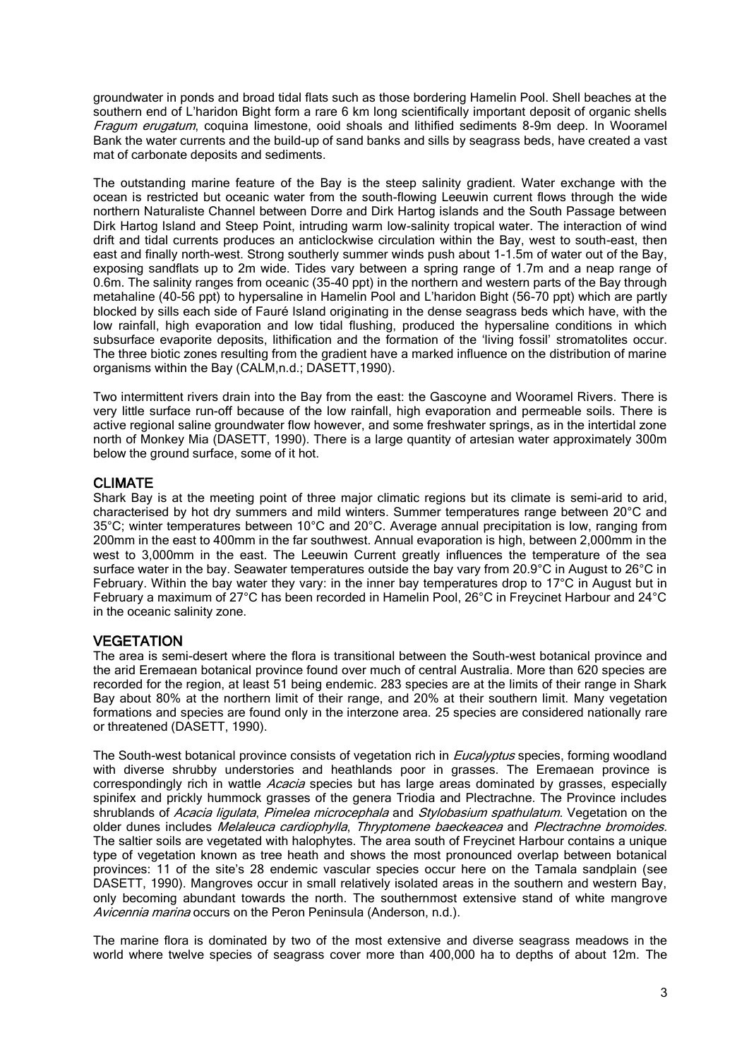groundwater in ponds and broad tidal flats such as those bordering Hamelin Pool. Shell beaches at the southern end of L'haridon Bight form a rare 6 km long scientifically important deposit of organic shells *Fragum erugatum*, coquina limestone, ooid shoals and lithified sediments 8-9m deep. In Wooramel Bank the water currents and the build-up of sand banks and sills by seagrass beds, have created a vast mat of carbonate deposits and sediments.

The outstanding marine feature of the Bay is the steep salinity gradient. Water exchange with the ocean is restricted but oceanic water from the south-flowing Leeuwin current flows through the wide northern Naturaliste Channel between Dorre and Dirk Hartog islands and the South Passage between Dirk Hartog Island and Steep Point, intruding warm low-salinity tropical water. The interaction of wind drift and tidal currents produces an anticlockwise circulation within the Bay, west to south-east, then east and finally north-west. Strong southerly summer winds push about 1-1.5m of water out of the Bay, exposing sandflats up to 2m wide. Tides vary between a spring range of 1.7m and a neap range of 0.6m. The salinity ranges from oceanic (35-40 ppt) in the northern and western parts of the Bay through metahaline (40-56 ppt) to hypersaline in Hamelin Pool and L'haridon Bight (56-70 ppt) which are partly blocked by sills each side of Fauré Island originating in the dense seagrass beds which have, with the low rainfall, high evaporation and low tidal flushing, produced the hypersaline conditions in which subsurface evaporite deposits, lithification and the formation of the 'living fossil' stromatolites occur. The three biotic zones resulting from the gradient have a marked influence on the distribution of marine organisms within the Bay (CALM,n.d.; DASETT,1990).

Two intermittent rivers drain into the Bay from the east: the Gascoyne and Wooramel Rivers. There is very little surface run-off because of the low rainfall, high evaporation and permeable soils. There is active regional saline groundwater flow however, and some freshwater springs, as in the intertidal zone north of Monkey Mia (DASETT, 1990). There is a large quantity of artesian water approximately 300m below the ground surface, some of it hot.

## CLIMATE

Shark Bay is at the meeting point of three major climatic regions but its climate is semi-arid to arid, characterised by hot dry summers and mild winters. Summer temperatures range between 20°C and 35°C; winter temperatures between 10°C and 20°C. Average annual precipitation is low, ranging from 200mm in the east to 400mm in the far southwest. Annual evaporation is high, between 2,000mm in the west to 3,000mm in the east. The Leeuwin Current greatly influences the temperature of the sea surface water in the bay. Seawater temperatures outside the bay vary from 20.9°C in August to 26°C in February. Within the bay water they vary: in the inner bay temperatures drop to 17°C in August but in February a maximum of 27°C has been recorded in Hamelin Pool, 26°C in Freycinet Harbour and 24°C in the oceanic salinity zone.

## VEGETATION

The area is semi-desert where the flora is transitional between the South-west botanical province and the arid Eremaean botanical province found over much of central Australia. More than 620 species are recorded for the region, at least 51 being endemic. 283 species are at the limits of their range in Shark Bay about 80% at the northern limit of their range, and 20% at their southern limit. Many vegetation formations and species are found only in the interzone area. 25 species are considered nationally rare or threatened (DASETT, 1990).

The South-west botanical province consists of vegetation rich in *Eucalyptus* species, forming woodland with diverse shrubby understories and heathlands poor in grasses. The Eremaean province is correspondingly rich in wattle *Acacia* species but has large areas dominated by grasses, especially spinifex and prickly hummock grasses of the genera Triodia and Plectrachne. The Province includes shrublands of *Acacia ligulata*, *Pimelea microcephala* and *Stylobasium spathulatum*. Vegetation on the older dunes includes *Melaleuca cardiophylla*, *Thryptomene baeckeacea* and *Plectrachne bromoides*. The saltier soils are vegetated with halophytes. The area south of Freycinet Harbour contains a unique type of vegetation known as tree heath and shows the most pronounced overlap between botanical provinces: 11 of the site's 28 endemic vascular species occur here on the Tamala sandplain (see DASETT, 1990). Mangroves occur in small relatively isolated areas in the southern and western Bay, only becoming abundant towards the north. The southernmost extensive stand of white mangrove *Avicennia marina* occurs on the Peron Peninsula (Anderson, n.d.).

The marine flora is dominated by two of the most extensive and diverse seagrass meadows in the world where twelve species of seagrass cover more than 400,000 ha to depths of about 12m. The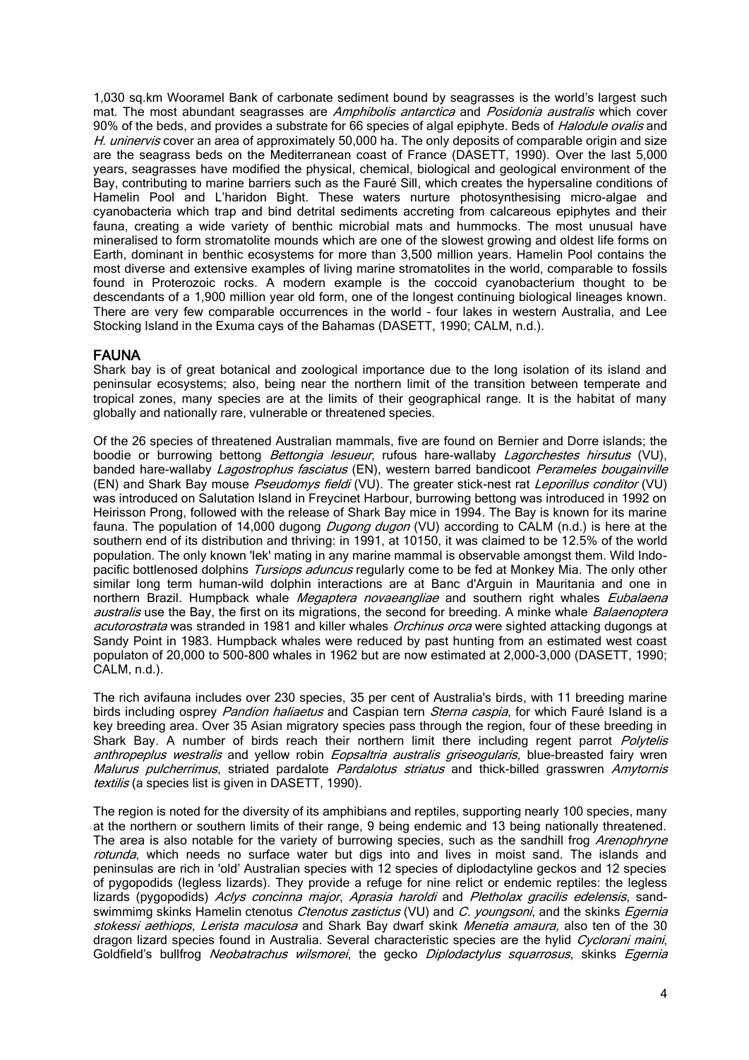1,030 sq.km Wooramel Bank of carbonate sediment bound by seagrasses is the world's largest such mat. The most abundant seagrasses are *Amphibolis antarctica* and *Posidonia australis* which cover 90% of the beds, and provides a substrate for 66 species of algal epiphyte. Beds of *Halodule ovalis* and *H. uninervis* cover an area of approximately 50,000 ha. The only deposits of comparable origin and size are the seagrass beds on the Mediterranean coast of France (DASETT, 1990). Over the last 5,000 years, seagrasses have modified the physical, chemical, biological and geological environment of the Bay, contributing to marine barriers such as the Fauré Sill, which creates the hypersaline conditions of Hamelin Pool and L'haridon Bight. These waters nurture photosynthesising micro-algae and cyanobacteria which trap and bind detrital sediments accreting from calcareous epiphytes and their fauna, creating a wide variety of benthic microbial mats and hummocks. The most unusual have mineralised to form stromatolite mounds which are one of the slowest growing and oldest life forms on Earth, dominant in benthic ecosystems for more than 3,500 million years. Hamelin Pool contains the most diverse and extensive examples of living marine stromatolites in the world, comparable to fossils found in Proterozoic rocks. A modern example is the coccoid cyanobacterium thought to be descendants of a 1,900 million year old form, one of the longest continuing biological lineages known. There are very few comparable occurrences in the world – four lakes in western Australia, and Lee Stocking Island in the Exuma cays of the Bahamas (DASETT, 1990; CALM, n.d.).

## FAUNA

Shark bay is of great botanical and zoological importance due to the long isolation of its island and peninsular ecosystems; also, being near the northern limit of the transition between temperate and tropical zones, many species are at the limits of their geographical range. It is the habitat of many globally and nationally rare, vulnerable or threatened species.

Of the 26 species of threatened Australian mammals, five are found on Bernier and Dorre islands; the boodie or burrowing bettong *Bettongia lesueur*, rufous hare-wallaby *Lagorchestes hirsutus* (VU), banded hare-wallaby *Lagostrophus fasciatus* (EN), western barred bandicoot *Perameles bougainville* (EN) and Shark Bay mouse *Pseudomys fieldi* (VU). The greater stick-nest rat *Leporillus conditor* (VU) was introduced on Salutation Island in Freycinet Harbour, burrowing bettong was introduced in 1992 on Heirisson Prong, followed with the release of Shark Bay mice in 1994. The Bay is known for its marine fauna. The population of 14,000 dugong *Dugong dugon* (VU) according to CALM (n.d.) is here at the southern end of its distribution and thriving: in 1991, at 10150, it was claimed to be 12.5% of the world population. The only known 'lek' mating in any marine mammal is observable amongst them. Wild Indo-pacific bottlenosed dolphins *Tursiops aduncus* regularly come to be fed at Monkey Mia. The only other similar long term human-wild dolphin interactions are at Banc d'Arguin in Mauritania and one in northern Brazil. Humpback whale *Megaptera novaeangliae* and southern right whales *Eubalaena australis* use the Bay, the first on its migrations, the second for breeding. A minke whale *Balaenoptera acutorostrata* was stranded in 1981 and killer whales *Orchinus orca* were sighted attacking dugongs at Sandy Point in 1983. Humpback whales were reduced by past hunting from an estimated west coast populaton of 20,000 to 500-800 whales in 1962 but are now estimated at 2,000-3,000 (DASETT, 1990; CALM, n.d.).

The rich avifauna includes over 230 species, 35 per cent of Australia's birds, with 11 breeding marine birds including osprey *Pandion haliaetus* and Caspian tern *Sterna caspia*, for which Fauré Island is a key breeding area. Over 35 Asian migratory species pass through the region, four of these breeding in Shark Bay. A number of birds reach their northern limit there including regent parrot *Polytelis anthropeplus westralis* and yellow robin *Eopsaltria australis griseogularis,* blue-breasted fairy wren *Malurus pulcherrimus*, striated pardalote *Pardalotus striatus* and thick-billed grasswren *Amytornis textilis* (a species list is given in DASETT, 1990).

The region is noted for the diversity of its amphibians and reptiles, supporting nearly 100 species, many at the northern or southern limits of their range, 9 being endemic and 13 being nationally threatened. The area is also notable for the variety of burrowing species, such as the sandhill frog *Arenophryne rotunda*, which needs no surface water but digs into and lives in moist sand. The islands and peninsulas are rich in 'old' Australian species with 12 species of diplodactyline geckos and 12 species of pygopodids (legless lizards). They provide a refuge for nine relict or endemic reptiles: the legless lizards (pygopodids) *Aclys concinna major*, *Aprasia haroldi* and *Pletholax gracilis edelensis*, sand-swimmimg skinks Hamelin ctenotus *Ctenotus zastictus* (VU) and *C. youngsoni*, and the skinks *Egernia stokessi aethiops*, *Lerista maculosa* and Shark Bay dwarf skink *Menetia amaura,* also ten of the 30 dragon lizard species found in Australia. Several characteristic species are the hylid *Cyclorani maini*, Goldfield's bullfrog *Neobatrachus wilsmorei*, the gecko *Diplodactylus squarrosus*, skinks *Egernia*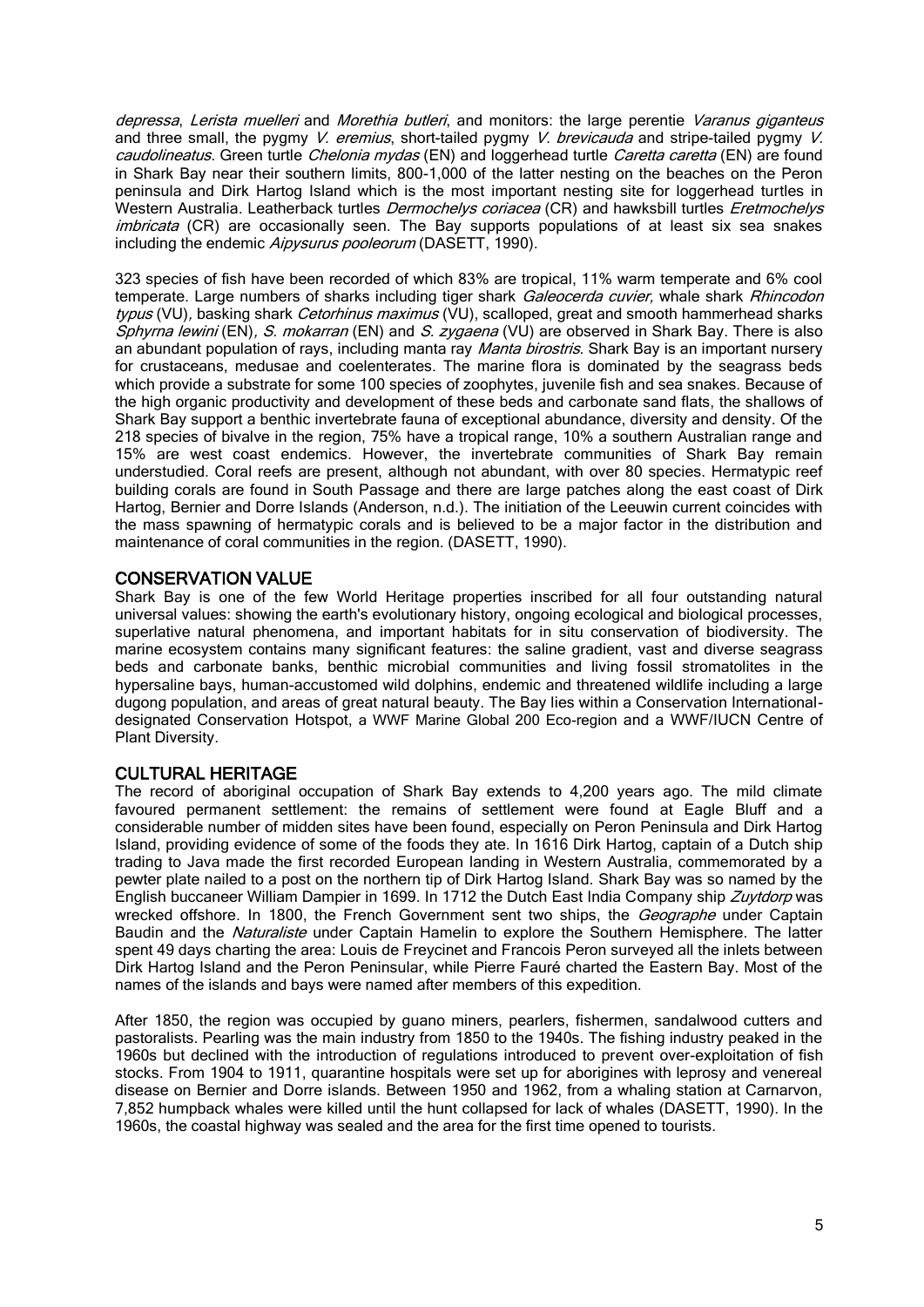*depressa*, *Lerista muelleri* and *Morethia butleri*, and monitors: the large perentie *Varanus giganteus* and three small, the pygmy *V. eremius*, short-tailed pygmy *V. brevicauda* and stripe-tailed pygmy *V. caudolineatus*. Green turtle *Chelonia mydas* (EN) and loggerhead turtle *Caretta caretta* (EN) are found in Shark Bay near their southern limits, 800-1,000 of the latter nesting on the beaches on the Peron peninsula and Dirk Hartog Island which is the most important nesting site for loggerhead turtles in Western Australia. Leatherback turtles *Dermochelys coriacea* (CR) and hawksbill turtles *Eretmochelys imbricata* (CR) are occasionally seen. The Bay supports populations of at least six sea snakes including the endemic *Aipysurus pooleorum* (DASETT, 1990).

323 species of fish have been recorded of which 83% are tropical, 11% warm temperate and 6% cool temperate. Large numbers of sharks including tiger shark *Galeocerda cuvier,* whale shark *Rhincodon typus* (VU), basking shark *Cetorhinus maximus* (VU), scalloped, great and smooth hammerhead sharks *Sphyrna lewini* (EN), *S. mokarran* (EN) and *S. zygaena* (VU) are observed in Shark Bay. There is also an abundant population of rays, including manta ray *Manta birostris*. Shark Bay is an important nursery for crustaceans, medusae and coelenterates. The marine flora is dominated by the seagrass beds which provide a substrate for some 100 species of zoophytes, juvenile fish and sea snakes. Because of the high organic productivity and development of these beds and carbonate sand flats, the shallows of Shark Bay support a benthic invertebrate fauna of exceptional abundance, diversity and density. Of the 218 species of bivalve in the region, 75% have a tropical range, 10% a southern Australian range and 15% are west coast endemics. However, the invertebrate communities of Shark Bay remain understudied. Coral reefs are present, although not abundant, with over 80 species. Hermatypic reef building corals are found in South Passage and there are large patches along the east coast of Dirk Hartog, Bernier and Dorre Islands (Anderson, n.d.). The initiation of the Leeuwin current coincides with the mass spawning of hermatypic corals and is believed to be a major factor in the distribution and maintenance of coral communities in the region. (DASETT, 1990).

## CONSERVATION VALUE

Shark Bay is one of the few World Heritage properties inscribed for all four outstanding natural universal values: showing the earth's evolutionary history, ongoing ecological and biological processes, superlative natural phenomena, and important habitats for in situ conservation of biodiversity. The marine ecosystem contains many significant features: the saline gradient, vast and diverse seagrass beds and carbonate banks, benthic microbial communities and living fossil stromatolites in the hypersaline bays, human-accustomed wild dolphins, endemic and threatened wildlife including a large dugong population, and areas of great natural beauty. The Bay lies within a Conservation International-designated Conservation Hotspot, a WWF Marine Global 200 Eco-region and a WWF/IUCN Centre of Plant Diversity.

## CULTURAL HERITAGE

The record of aboriginal occupation of Shark Bay extends to 4,200 years ago. The mild climate favoured permanent settlement: the remains of settlement were found at Eagle Bluff and a considerable number of midden sites have been found, especially on Peron Peninsula and Dirk Hartog Island, providing evidence of some of the foods they ate. In 1616 Dirk Hartog, captain of a Dutch ship trading to Java made the first recorded European landing in Western Australia, commemorated by a pewter plate nailed to a post on the northern tip of Dirk Hartog Island. Shark Bay was so named by the English buccaneer William Dampier in 1699. In 1712 the Dutch East India Company ship *Zuytdorp* was wrecked offshore. In 1800, the French Government sent two ships, the *Geographe* under Captain Baudin and the *Naturaliste* under Captain Hamelin to explore the Southern Hemisphere. The latter spent 49 days charting the area: Louis de Freycinet and Francois Peron surveyed all the inlets between Dirk Hartog Island and the Peron Peninsular, while Pierre Fauré charted the Eastern Bay. Most of the names of the islands and bays were named after members of this expedition.

After 1850, the region was occupied by guano miners, pearlers, fishermen, sandalwood cutters and pastoralists. Pearling was the main industry from 1850 to the 1940s. The fishing industry peaked in the 1960s but declined with the introduction of regulations introduced to prevent over-exploitation of fish stocks. From 1904 to 1911, quarantine hospitals were set up for aborigines with leprosy and venereal disease on Bernier and Dorre islands. Between 1950 and 1962, from a whaling station at Carnarvon, 7,852 humpback whales were killed until the hunt collapsed for lack of whales (DASETT, 1990). In the 1960s, the coastal highway was sealed and the area for the first time opened to tourists.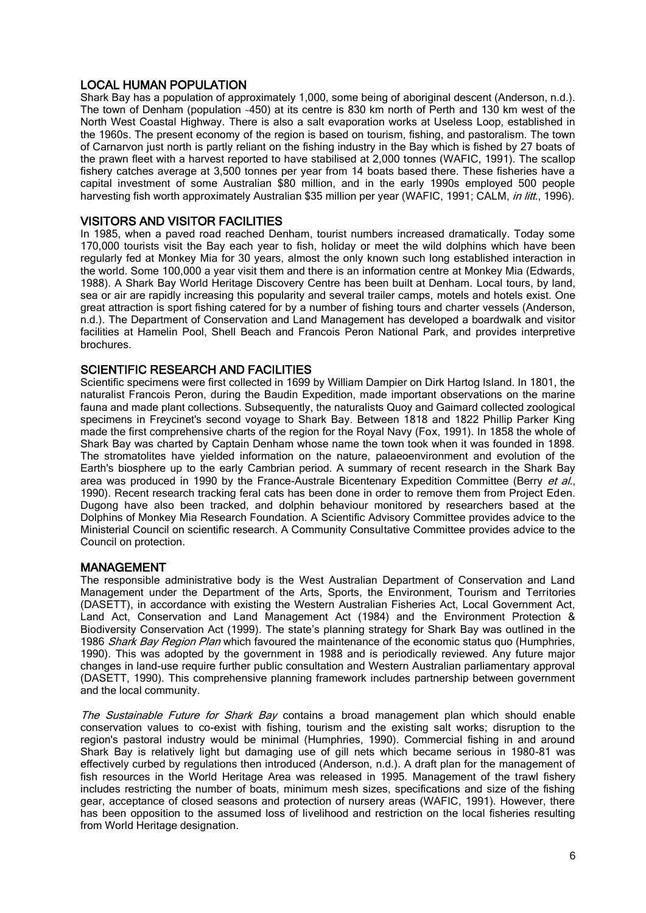## LOCAL HUMAN POPULATION

Shark Bay has a population of approximately 1,000, some being of aboriginal descent (Anderson, n.d.). The town of Denham (population ~450) at its centre is 830 km north of Perth and 130 km west of the North West Coastal Highway. There is also a salt evaporation works at Useless Loop, established in the 1960s. The present economy of the region is based on tourism, fishing, and pastoralism. The town of Carnarvon just north is partly reliant on the fishing industry in the Bay which is fished by 27 boats of the prawn fleet with a harvest reported to have stabilised at 2,000 tonnes (WAFIC, 1991). The scallop fishery catches average at 3,500 tonnes per year from 14 boats based there. These fisheries have a capital investment of some Australian $80 million, and in the early 1990s employed 500 people harvesting fish worth approximately Australian $35 million per year (WAFIC, 1991; CALM, *in litt.*, 1996).

## VISITORS AND VISITOR FACILITIES

In 1985, when a paved road reached Denham, tourist numbers increased dramatically. Today some 170,000 tourists visit the Bay each year to fish, holiday or meet the wild dolphins which have been regularly fed at Monkey Mia for 30 years, almost the only known such long established interaction in the world. Some 100,000 a year visit them and there is an information centre at Monkey Mia (Edwards, 1988). A Shark Bay World Heritage Discovery Centre has been built at Denham. Local tours, by land, sea or air are rapidly increasing this popularity and several trailer camps, motels and hotels exist. One great attraction is sport fishing catered for by a number of fishing tours and charter vessels (Anderson, n.d.). The Department of Conservation and Land Management has developed a boardwalk and visitor facilities at Hamelin Pool, Shell Beach and Francois Peron National Park, and provides interpretive brochures.

## SCIENTIFIC RESEARCH AND FACILITIES

Scientific specimens were first collected in 1699 by William Dampier on Dirk Hartog Island. In 1801, the naturalist Francois Peron, during the Baudin Expedition, made important observations on the marine fauna and made plant collections. Subsequently, the naturalists Quoy and Gaimard collected zoological specimens in Freycinet's second voyage to Shark Bay. Between 1818 and 1822 Phillip Parker King made the first comprehensive charts of the region for the Royal Navy (Fox, 1991). In 1858 the whole of Shark Bay was charted by Captain Denham whose name the town took when it was founded in 1898. The stromatolites have yielded information on the nature, palaeoenvironment and evolution of the Earth's biosphere up to the early Cambrian period. A summary of recent research in the Shark Bay area was produced in 1990 by the France-Australe Bicentenary Expedition Committee (Berry *et al.*, 1990). Recent research tracking feral cats has been done in order to remove them from Project Eden. Dugong have also been tracked, and dolphin behaviour monitored by researchers based at the Dolphins of Monkey Mia Research Foundation. A Scientific Advisory Committee provides advice to the Ministerial Council on scientific research. A Community Consultative Committee provides advice to the Council on protection.

## MANAGEMENT

The responsible administrative body is the West Australian Department of Conservation and Land Management under the Department of the Arts, Sports, the Environment, Tourism and Territories (DASETT), in accordance with existing the Western Australian Fisheries Act, Local Government Act, Land Act, Conservation and Land Management Act (1984) and the Environment Protection & Biodiversity Conservation Act (1999). The state's planning strategy for Shark Bay was outlined in the 1986 *Shark Bay Region Plan* which favoured the maintenance of the economic status quo (Humphries, 1990). This was adopted by the government in 1988 and is periodically reviewed. Any future major changes in land-use require further public consultation and Western Australian parliamentary approval (DASETT, 1990). This comprehensive planning framework includes partnership between government and the local community.

*The Sustainable Future for Shark Bay* contains a broad management plan which should enable conservation values to co-exist with fishing, tourism and the existing salt works; disruption to the region's pastoral industry would be minimal (Humphries, 1990). Commercial fishing in and around Shark Bay is relatively light but damaging use of gill nets which became serious in 1980-81 was effectively curbed by regulations then introduced (Anderson, n.d.). A draft plan for the management of fish resources in the World Heritage Area was released in 1995. Management of the trawl fishery includes restricting the number of boats, minimum mesh sizes, specifications and size of the fishing gear, acceptance of closed seasons and protection of nursery areas (WAFIC, 1991). However, there has been opposition to the assumed loss of livelihood and restriction on the local fisheries resulting from World Heritage designation.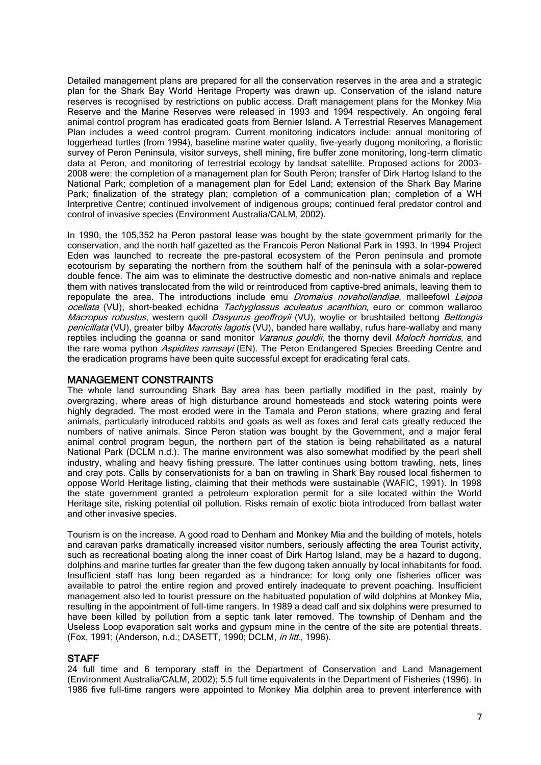Detailed management plans are prepared for all the conservation reserves in the area and a strategic plan for the Shark Bay World Heritage Property was drawn up. Conservation of the island nature reserves is recognised by restrictions on public access. Draft management plans for the Monkey Mia Reserve and the Marine Reserves were released in 1993 and 1994 respectively. An ongoing feral animal control program has eradicated goats from Bernier Island. A Terrestrial Reserves Management Plan includes a weed control program. Current monitoring indicators include: annual monitoring of loggerhead turtles (from 1994), baseline marine water quality, five-yearly dugong monitoring, a floristic survey of Peron Peninsula, visitor surveys, shell mining, fire buffer zone monitoring, long-term climatic data at Peron, and monitoring of terrestrial ecology by landsat satellite. Proposed actions for 2003-2008 were: the completion of a management plan for South Peron; transfer of Dirk Hartog Island to the National Park; completion of a management plan for Edel Land; extension of the Shark Bay Marine Park; finalization of the strategy plan; completion of a communication plan; completion of a WH Interpretive Centre; continued involvement of indigenous groups; continued feral predator control and control of invasive species (Environment Australia/CALM, 2002).

In 1990, the 105,352 ha Peron pastoral lease was bought by the state government primarily for the conservation, and the north half gazetted as the Francois Peron National Park in 1993. In 1994 Project Eden was launched to recreate the pre-pastoral ecosystem of the Peron peninsula and promote ecotourism by separating the northern from the southern half of the peninsula with a solar-powered double fence. The aim was to eliminate the destructive domestic and non-native animals and replace them with natives translocated from the wild or reintroduced from captive-bred animals, leaving them to repopulate the area. The introductions include emu *Dromaius novahollandiae*, malleefowl *Leipoa ocellata* (VU), short-beaked echidna *Tachyglossus aculeatus acanthion*, euro or common wallaroo *Macropus robustus*, western quoll *Dasyurus geoffroyii* (VU), woylie or brushtailed bettong *Bettongia penicillata* (VU), greater bilby *Macrotis lagotis* (VU), banded hare wallaby, rufus hare-wallaby and many reptiles including the goanna or sand monitor *Varanus gouldii*, the thorny devil *Moloch horridus*, and the rare woma python *Aspidites ramsayi* (EN). The Peron Endangered Species Breeding Centre and the eradication programs have been quite successful except for eradicating feral cats.

## MANAGEMENT CONSTRAINTS

The whole land surrounding Shark Bay area has been partially modified in the past, mainly by overgrazing, where areas of high disturbance around homesteads and stock watering points were highly degraded. The most eroded were in the Tamala and Peron stations, where grazing and feral animals, particularly introduced rabbits and goats as well as foxes and feral cats greatly reduced the numbers of native animals. Since Peron station was bought by the Government, and a major feral animal control program begun, the northern part of the station is being rehabilitated as a natural National Park (DCLM n.d.). The marine environment was also somewhat modified by the pearl shell industry, whaling and heavy fishing pressure. The latter continues using bottom trawling, nets, lines and cray pots. Calls by conservationists for a ban on trawling in Shark Bay roused local fishermen to oppose World Heritage listing, claiming that their methods were sustainable (WAFIC, 1991). In 1998 the state government granted a petroleum exploration permit for a site located within the World Heritage site, risking potential oil pollution. Risks remain of exotic biota introduced from ballast water and other invasive species.

Tourism is on the increase. A good road to Denham and Monkey Mia and the building of motels, hotels and caravan parks dramatically increased visitor numbers, seriously affecting the area Tourist activity, such as recreational boating along the inner coast of Dirk Hartog Island, may be a hazard to dugong, dolphins and marine turtles far greater than the few dugong taken annually by local inhabitants for food. Insufficient staff has long been regarded as a hindrance: for long only one fisheries officer was available to patrol the entire region and proved entirely inadequate to prevent poaching. Insufficient management also led to tourist pressure on the habituated population of wild dolphins at Monkey Mia, resulting in the appointment of full-time rangers. In 1989 a dead calf and six dolphins were presumed to have been killed by pollution from a septic tank later removed. The township of Denham and the Useless Loop evaporation salt works and gypsum mine in the centre of the site are potential threats. (Fox, 1991; (Anderson, n.d.; DASETT, 1990; DCLM, *in litt.*, 1996).

## STAFF

24 full time and 6 temporary staff in the Department of Conservation and Land Management (Environment Australia/CALM, 2002); 5.5 full time equivalents in the Department of Fisheries (1996). In 1986 five full-time rangers were appointed to Monkey Mia dolphin area to prevent interference with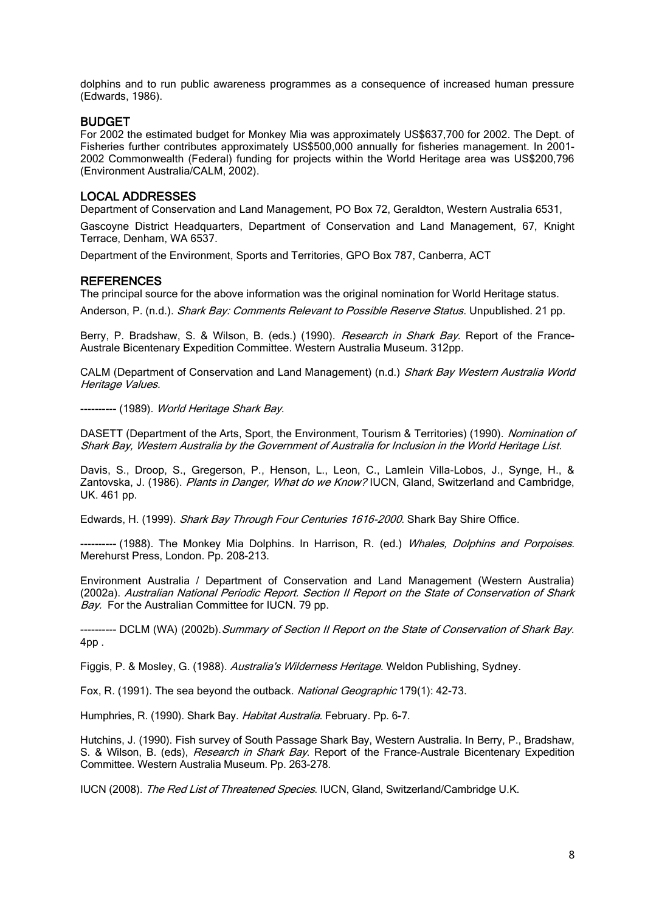dolphins and to run public awareness programmes as a consequence of increased human pressure (Edwards, 1986).

## BUDGET

For 2002 the estimated budget for Monkey Mia was approximately US$637,700 for 2002. The Dept. of Fisheries further contributes approximately US$500,000 annually for fisheries management. In 2001-2002 Commonwealth (Federal) funding for projects within the World Heritage area was US$200,796 (Environment Australia/CALM, 2002).

## LOCAL ADDRESSES

Department of Conservation and Land Management, PO Box 72, Geraldton, Western Australia 6531,

Gascoyne District Headquarters, Department of Conservation and Land Management, 67, Knight Terrace, Denham, WA 6537.

Department of the Environment, Sports and Territories, GPO Box 787, Canberra, ACT

## REFERENCES

The principal source for the above information was the original nomination for World Heritage status.

Anderson, P. (n.d.). *Shark Bay: Comments Relevant to Possible Reserve Status*. Unpublished. 21 pp.

Berry, P. Bradshaw, S. & Wilson, B. (eds.) (1990). *Research in Shark Bay*. Report of the France-Australe Bicentenary Expedition Committee. Western Australia Museum. 312pp.

CALM (Department of Conservation and Land Management) (n.d.) *Shark Bay Western Australia World Heritage Values*.

---------- (1989). *World Heritage Shark Bay*.

DASETT (Department of the Arts, Sport, the Environment, Tourism & Territories) (1990). *Nomination of Shark Bay, Western Australia by the Government of Australia for Inclusion in the World Heritage List*.

Davis, S., Droop, S., Gregerson, P., Henson, L., Leon, C., Lamlein Villa-Lobos, J., Synge, H., & Zantovska, J. (1986). *Plants in Danger, What do we Know?* IUCN, Gland, Switzerland and Cambridge, UK. 461 pp.

Edwards, H. (1999). *Shark Bay Through Four Centuries 1616-2000*. Shark Bay Shire Office.

---------- (1988). The Monkey Mia Dolphins. In Harrison, R. (ed.) *Whales, Dolphins and Porpoises*. Merehurst Press, London. Pp. 208-213.

Environment Australia / Department of Conservation and Land Management (Western Australia) (2002a). *Australian National Periodic Report. Section II Report on the State of Conservation of Shark Bay*. For the Australian Committee for IUCN. 79 pp.

---------- DCLM (WA) (2002b). *Summary of Section II Report on the State of Conservation of Shark Bay*. 4pp .

Figgis, P. & Mosley, G. (1988). *Australia's Wilderness Heritage*. Weldon Publishing, Sydney.

Fox, R. (1991). The sea beyond the outback. *National Geographic* 179(1): 42-73.

Humphries, R. (1990). Shark Bay. *Habitat Australia*. February. Pp. 6-7.

Hutchins, J. (1990). Fish survey of South Passage Shark Bay, Western Australia. In Berry, P., Bradshaw, S. & Wilson, B. (eds), *Research in Shark Bay*. Report of the France-Australe Bicentenary Expedition Committee. Western Australia Museum. Pp. 263-278.

IUCN (2008). *The Red List of Threatened Species*. IUCN, Gland, Switzerland/Cambridge U.K.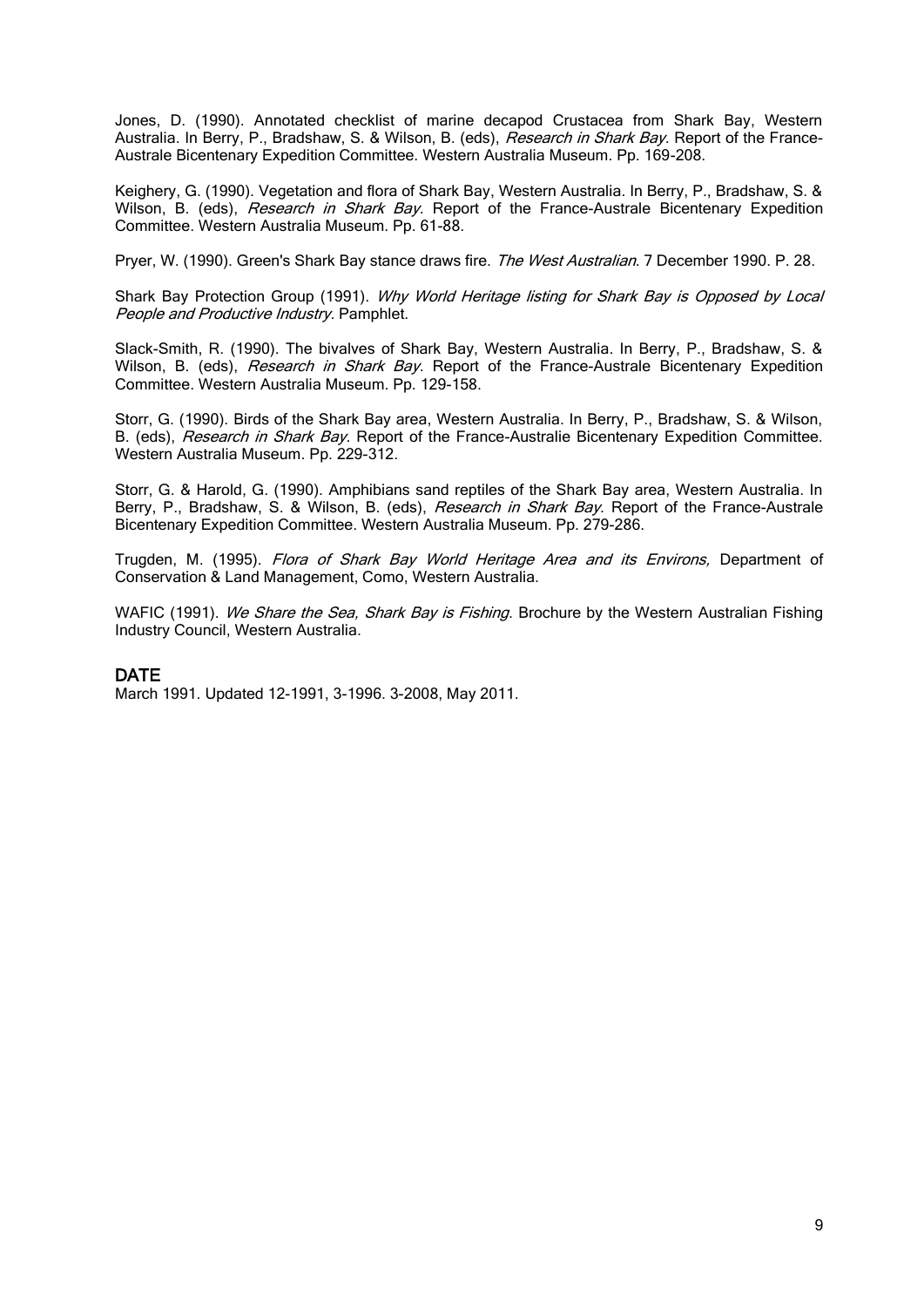Jones, D. (1990). Annotated checklist of marine decapod Crustacea from Shark Bay, Western Australia. In Berry, P., Bradshaw, S. & Wilson, B. (eds), *Research in Shark Bay*. Report of the France-Australe Bicentenary Expedition Committee. Western Australia Museum. Pp. 169-208.

Keighery, G. (1990). Vegetation and flora of Shark Bay, Western Australia. In Berry, P., Bradshaw, S. & Wilson, B. (eds), *Research in Shark Bay*. Report of the France-Australe Bicentenary Expedition Committee. Western Australia Museum. Pp. 61-88.

Pryer, W. (1990). Green's Shark Bay stance draws fire. *The West Australian*. 7 December 1990. P. 28.

Shark Bay Protection Group (1991). *Why World Heritage listing for Shark Bay is Opposed by Local People and Productive Industry*. Pamphlet.

Slack-Smith, R. (1990). The bivalves of Shark Bay, Western Australia. In Berry, P., Bradshaw, S. & Wilson, B. (eds), *Research in Shark Bay*. Report of the France-Australe Bicentenary Expedition Committee. Western Australia Museum. Pp. 129-158.

Storr, G. (1990). Birds of the Shark Bay area, Western Australia. In Berry, P., Bradshaw, S. & Wilson, B. (eds), *Research in Shark Bay*. Report of the France-Australie Bicentenary Expedition Committee. Western Australia Museum. Pp. 229-312.

Storr, G. & Harold, G. (1990). Amphibians sand reptiles of the Shark Bay area, Western Australia. In Berry, P., Bradshaw, S. & Wilson, B. (eds), *Research in Shark Bay*. Report of the France-Australe Bicentenary Expedition Committee. Western Australia Museum. Pp. 279-286.

Trugden, M. (1995). *Flora of Shark Bay World Heritage Area and its Environs,* Department of Conservation & Land Management, Como, Western Australia.

WAFIC (1991). *We Share the Sea, Shark Bay is Fishing*. Brochure by the Western Australian Fishing Industry Council, Western Australia.

## DATE

March 1991. Updated 12-1991, 3-1996. 3-2008, May 2011.